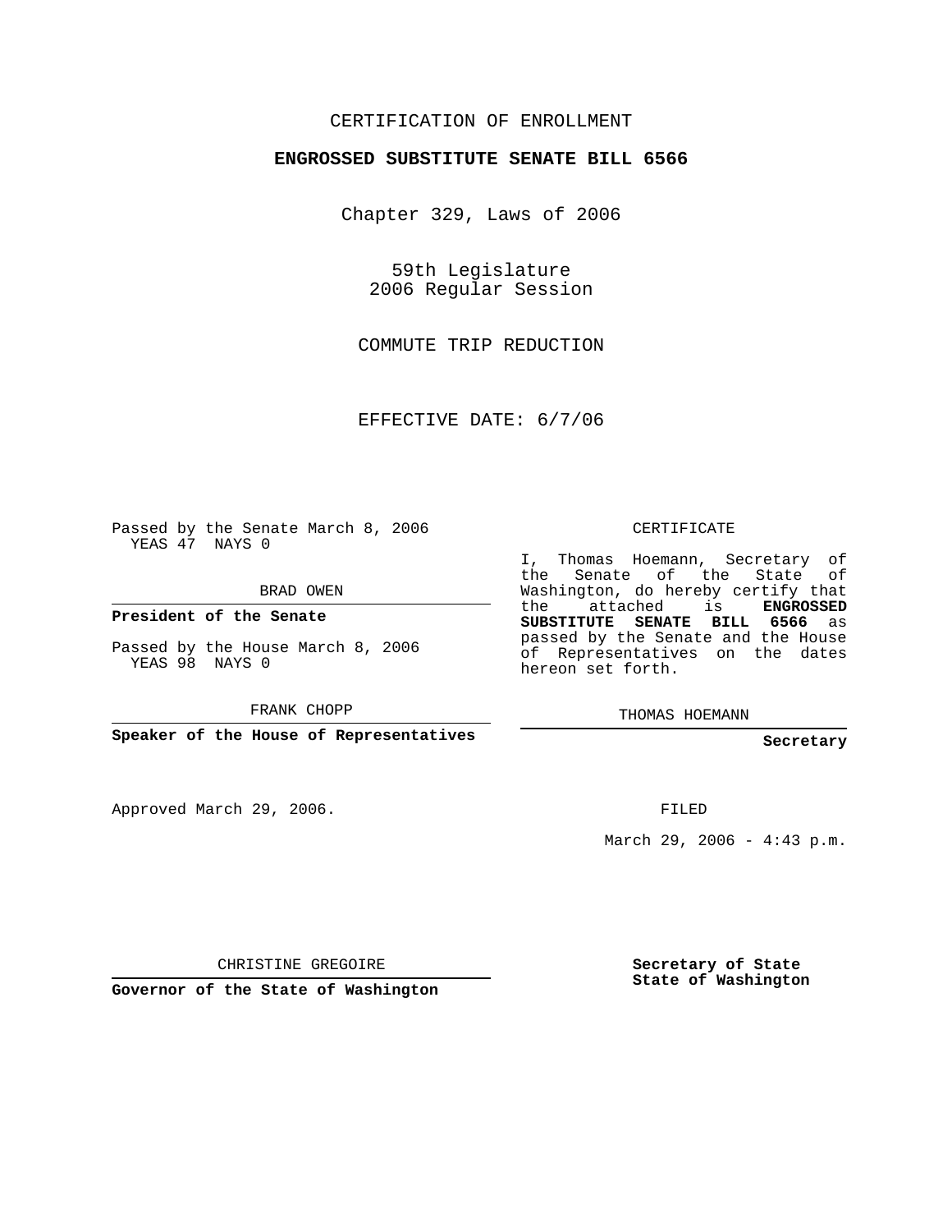CERTIFICATION OF ENROLLMENT

**ENGROSSED SUBSTITUTE SENATE BILL 6566**

Chapter 329, Laws of 2006

59th Legislature
2006 Regular Session

COMMUTE TRIP REDUCTION

EFFECTIVE DATE: 6/7/06

Passed by the Senate March 8, 2006
YEAS 47 NAYS 0

BRAD OWEN

**President of the Senate**

Passed by the House March 8, 2006
YEAS 98 NAYS 0

FRANK CHOPP

**Speaker of the House of Representatives**

CERTIFICATE

I, Thomas Hoemann, Secretary of the Senate of the State of Washington, do hereby certify that the attached is **ENGROSSED SUBSTITUTE SENATE BILL 6566** as passed by the Senate and the House of Representatives on the dates hereon set forth.

THOMAS HOEMANN

**Secretary**

Approved March 29, 2006.

FILED

March 29, 2006 - 4:43 p.m.

CHRISTINE GREGOIRE

**Governor of the State of Washington**

**Secretary of State**
**State of Washington**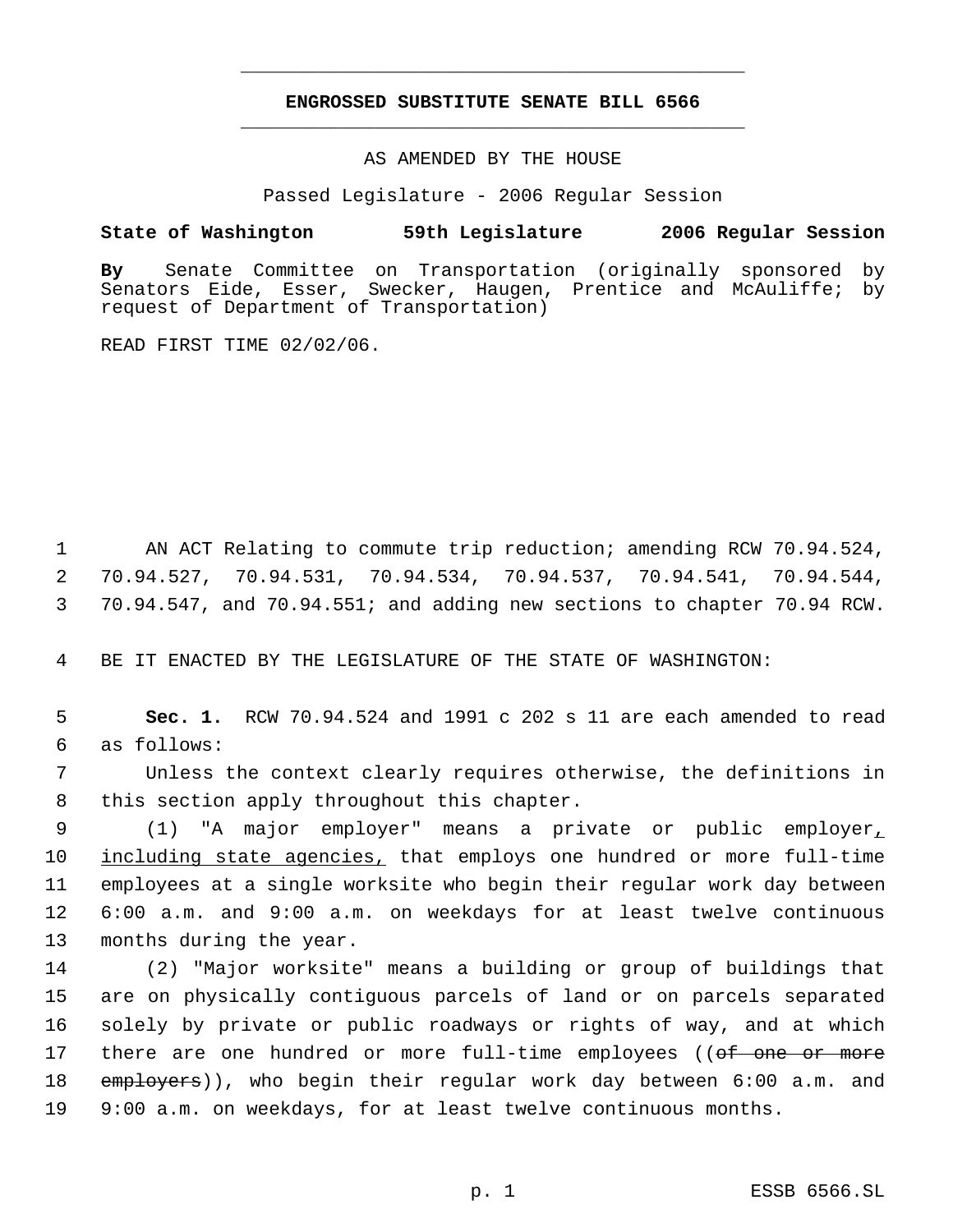**ENGROSSED SUBSTITUTE SENATE BILL 6566**

AS AMENDED BY THE HOUSE

Passed Legislature - 2006 Regular Session

**State of Washington 59th Legislature 2006 Regular Session**

**By** Senate Committee on Transportation (originally sponsored by Senators Eide, Esser, Swecker, Haugen, Prentice and McAuliffe; by request of Department of Transportation)

READ FIRST TIME 02/02/06.

AN ACT Relating to commute trip reduction; amending RCW 70.94.524, 70.94.527, 70.94.531, 70.94.534, 70.94.537, 70.94.541, 70.94.544, 70.94.547, and 70.94.551; and adding new sections to chapter 70.94 RCW.

BE IT ENACTED BY THE LEGISLATURE OF THE STATE OF WASHINGTON:

**Sec. 1.** RCW 70.94.524 and 1991 c 202 s 11 are each amended to read as follows:

Unless the context clearly requires otherwise, the definitions in this section apply throughout this chapter.

(1) "A major employer" means a private or public employer, including state agencies, that employs one hundred or more full-time employees at a single worksite who begin their regular work day between 6:00 a.m. and 9:00 a.m. on weekdays for at least twelve continuous months during the year.

(2) "Major worksite" means a building or group of buildings that are on physically contiguous parcels of land or on parcels separated solely by private or public roadways or rights of way, and at which there are one hundred or more full-time employees ((~~of one or more employers~~)), who begin their regular work day between 6:00 a.m. and 9:00 a.m. on weekdays, for at least twelve continuous months.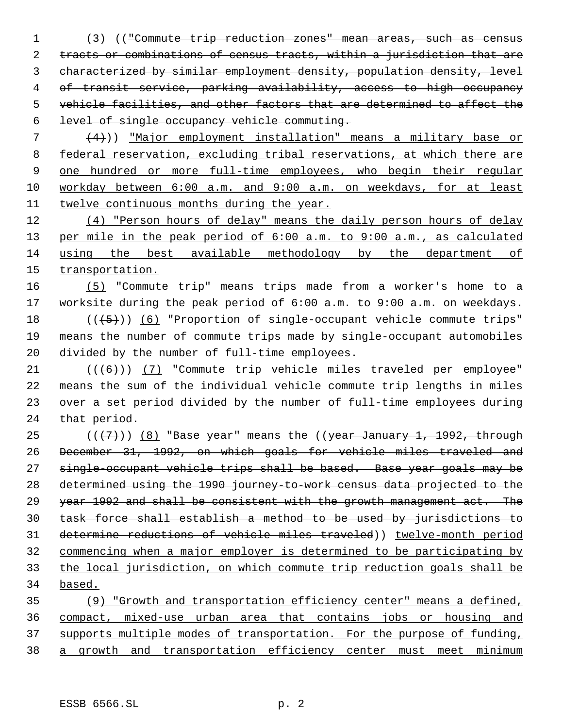(3) ((~~"Commute trip reduction zones" mean areas, such as census tracts or combinations of census tracts, within a jurisdiction that are characterized by similar employment density, population density, level of transit service, parking availability, access to high occupancy vehicle facilities, and other factors that are determined to affect the level of single occupancy vehicle commuting.~~

~~(4)~~)) <u>"Major employment installation" means a military base or federal reservation, excluding tribal reservations, at which there are one hundred or more full-time employees, who begin their regular workday between 6:00 a.m. and 9:00 a.m. on weekdays, for at least twelve continuous months during the year.</u>

<u>(4) "Person hours of delay" means the daily person hours of delay per mile in the peak period of 6:00 a.m. to 9:00 a.m., as calculated using the best available methodology by the department of transportation.</u>

<u>(5)</u> "Commute trip" means trips made from a worker's home to a worksite during the peak period of 6:00 a.m. to 9:00 a.m. on weekdays.

((~~(5)~~)) <u>(6)</u> "Proportion of single-occupant vehicle commute trips" means the number of commute trips made by single-occupant automobiles divided by the number of full-time employees.

((~~(6)~~)) <u>(7)</u> "Commute trip vehicle miles traveled per employee" means the sum of the individual vehicle commute trip lengths in miles over a set period divided by the number of full-time employees during that period.

((~~(7)~~)) <u>(8)</u> "Base year" means the ((~~year January 1, 1992, through December 31, 1992, on which goals for vehicle miles traveled and single-occupant vehicle trips shall be based. Base year goals may be determined using the 1990 journey-to-work census data projected to the year 1992 and shall be consistent with the growth management act. The task force shall establish a method to be used by jurisdictions to determine reductions of vehicle miles traveled~~)) <u>twelve-month period commencing when a major employer is determined to be participating by the local jurisdiction, on which commute trip reduction goals shall be based.</u>

<u>(9) "Growth and transportation efficiency center" means a defined, compact, mixed-use urban area that contains jobs or housing and supports multiple modes of transportation. For the purpose of funding, a growth and transportation efficiency center must meet minimum</u>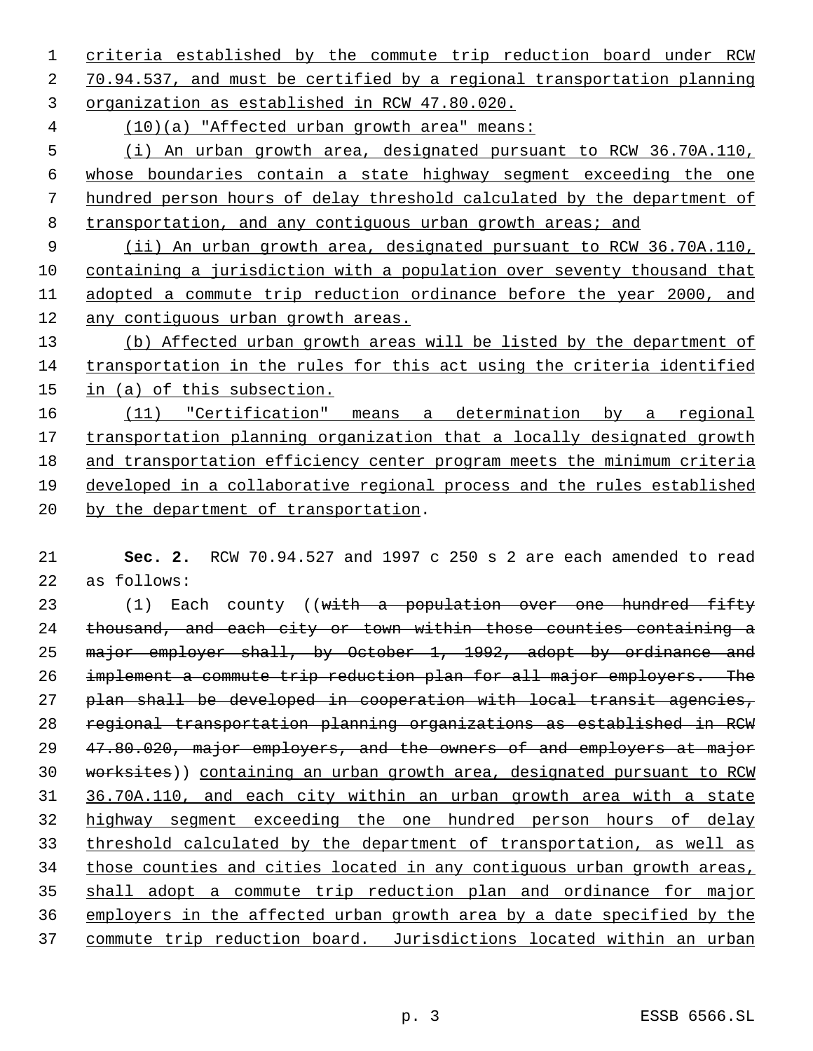criteria established by the commute trip reduction board under RCW 70.94.537, and must be certified by a regional transportation planning organization as established in RCW 47.80.020.

(10)(a) "Affected urban growth area" means:

(i) An urban growth area, designated pursuant to RCW 36.70A.110, whose boundaries contain a state highway segment exceeding the one hundred person hours of delay threshold calculated by the department of transportation, and any contiguous urban growth areas; and

(ii) An urban growth area, designated pursuant to RCW 36.70A.110, containing a jurisdiction with a population over seventy thousand that adopted a commute trip reduction ordinance before the year 2000, and any contiguous urban growth areas.

(b) Affected urban growth areas will be listed by the department of transportation in the rules for this act using the criteria identified in (a) of this subsection.

(11) "Certification" means a determination by a regional transportation planning organization that a locally designated growth and transportation efficiency center program meets the minimum criteria developed in a collaborative regional process and the rules established by the department of transportation.

**Sec. 2.** RCW 70.94.527 and 1997 c 250 s 2 are each amended to read as follows:

(1) Each county ((~~with a population over one hundred fifty thousand, and each city or town within those counties containing a major employer shall, by October 1, 1992, adopt by ordinance and implement a commute trip reduction plan for all major employers. The plan shall be developed in cooperation with local transit agencies, regional transportation planning organizations as established in RCW 47.80.020, major employers, and the owners of and employers at major worksites~~)) containing an urban growth area, designated pursuant to RCW 36.70A.110, and each city within an urban growth area with a state highway segment exceeding the one hundred person hours of delay threshold calculated by the department of transportation, as well as those counties and cities located in any contiguous urban growth areas, shall adopt a commute trip reduction plan and ordinance for major employers in the affected urban growth area by a date specified by the commute trip reduction board. Jurisdictions located within an urban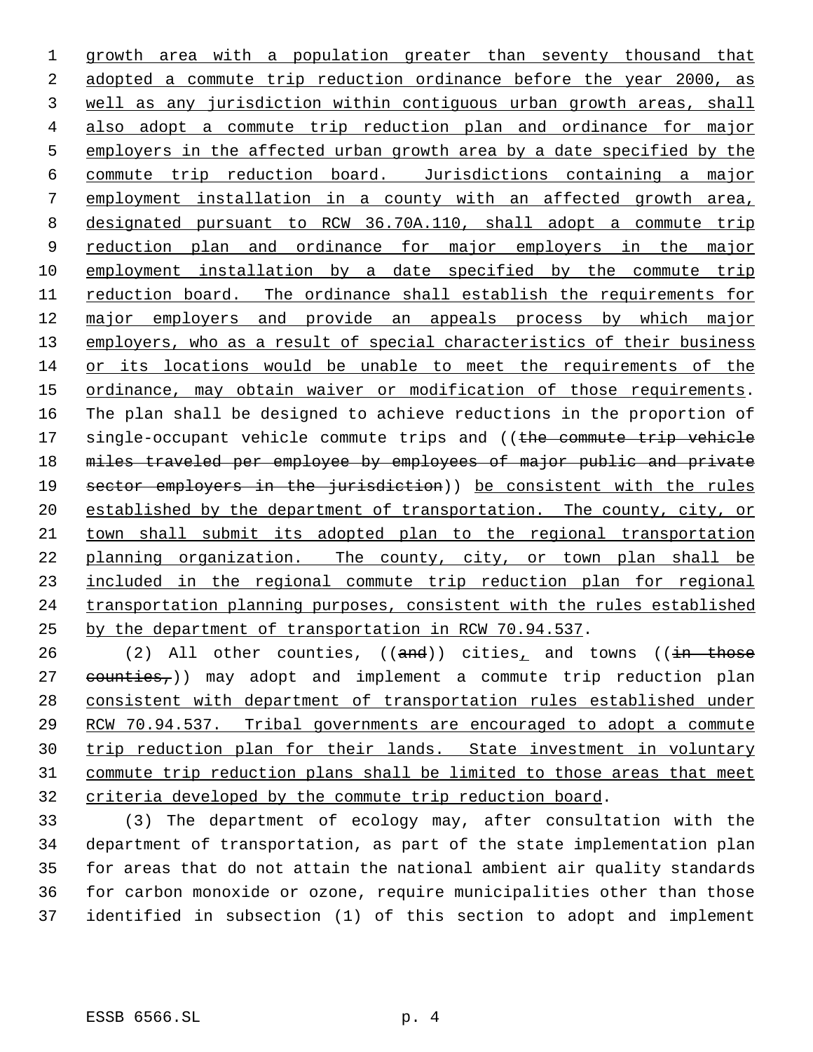growth area with a population greater than seventy thousand that adopted a commute trip reduction ordinance before the year 2000, as well as any jurisdiction within contiguous urban growth areas, shall also adopt a commute trip reduction plan and ordinance for major employers in the affected urban growth area by a date specified by the commute trip reduction board. Jurisdictions containing a major employment installation in a county with an affected growth area, designated pursuant to RCW 36.70A.110, shall adopt a commute trip reduction plan and ordinance for major employers in the major employment installation by a date specified by the commute trip reduction board. The ordinance shall establish the requirements for major employers and provide an appeals process by which major employers, who as a result of special characteristics of their business or its locations would be unable to meet the requirements of the ordinance, may obtain waiver or modification of those requirements. The plan shall be designed to achieve reductions in the proportion of single-occupant vehicle commute trips and ((~~the commute trip vehicle miles traveled per employee by employees of major public and private sector employers in the jurisdiction~~)) be consistent with the rules established by the department of transportation. The county, city, or town shall submit its adopted plan to the regional transportation planning organization. The county, city, or town plan shall be included in the regional commute trip reduction plan for regional transportation planning purposes, consistent with the rules established by the department of transportation in RCW 70.94.537.

(2) All other counties, ((~~and~~)) cities, and towns ((~~in those counties,~~)) may adopt and implement a commute trip reduction plan consistent with department of transportation rules established under RCW 70.94.537. Tribal governments are encouraged to adopt a commute trip reduction plan for their lands. State investment in voluntary commute trip reduction plans shall be limited to those areas that meet criteria developed by the commute trip reduction board.

(3) The department of ecology may, after consultation with the department of transportation, as part of the state implementation plan for areas that do not attain the national ambient air quality standards for carbon monoxide or ozone, require municipalities other than those identified in subsection (1) of this section to adopt and implement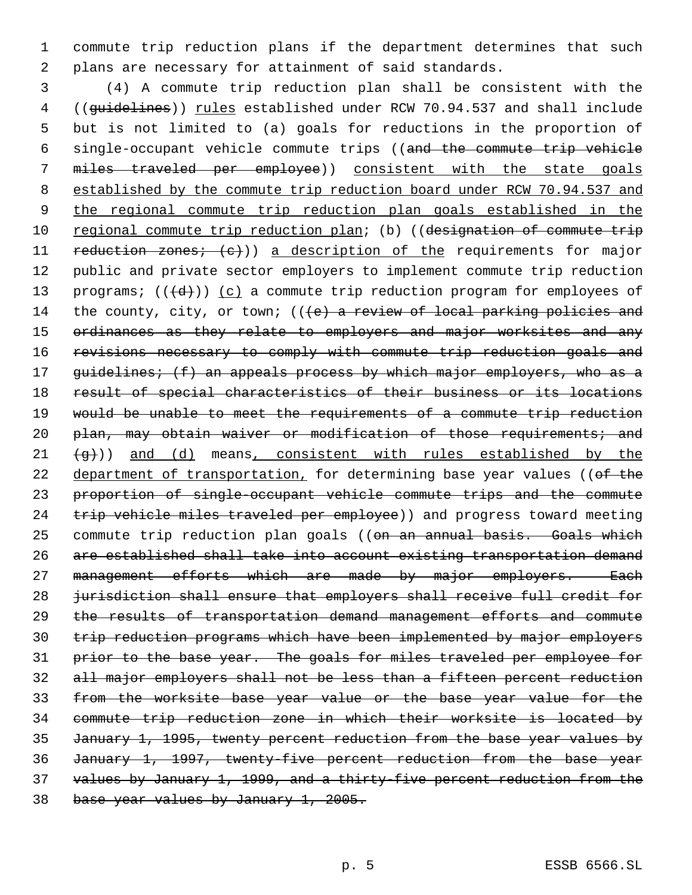commute trip reduction plans if the department determines that such plans are necessary for attainment of said standards.

(4) A commute trip reduction plan shall be consistent with the ((~~guidelines~~)) <u>rules</u> established under RCW 70.94.537 and shall include but is not limited to (a) goals for reductions in the proportion of single-occupant vehicle commute trips ((~~and the commute trip vehicle miles traveled per employee~~)) <u>consistent with the state goals established by the commute trip reduction board under RCW 70.94.537 and the regional commute trip reduction plan goals established in the regional commute trip reduction plan</u>; (b) ((~~designation of commute trip reduction zones; (c)~~)) <u>a description of the</u> requirements for major public and private sector employers to implement commute trip reduction programs; ((~~(d)~~)) <u>(c)</u> a commute trip reduction program for employees of the county, city, or town; ((~~(e) a review of local parking policies and ordinances as they relate to employers and major worksites and any revisions necessary to comply with commute trip reduction goals and guidelines; (f) an appeals process by which major employers, who as a result of special characteristics of their business or its locations would be unable to meet the requirements of a commute trip reduction plan, may obtain waiver or modification of those requirements; and (g)~~)) <u>and (d)</u> means<u>, consistent with rules established by the department of transportation,</u> for determining base year values ((~~of the proportion of single-occupant vehicle commute trips and the commute trip vehicle miles traveled per employee~~)) and progress toward meeting commute trip reduction plan goals ((~~on an annual basis. Goals which are established shall take into account existing transportation demand management efforts which are made by major employers. Each jurisdiction shall ensure that employers shall receive full credit for the results of transportation demand management efforts and commute trip reduction programs which have been implemented by major employers prior to the base year. The goals for miles traveled per employee for all major employers shall not be less than a fifteen percent reduction from the worksite base year value or the base year value for the commute trip reduction zone in which their worksite is located by January 1, 1995, twenty percent reduction from the base year values by January 1, 1997, twenty-five percent reduction from the base year values by January 1, 1999, and a thirty-five percent reduction from the base year values by January 1, 2005.~~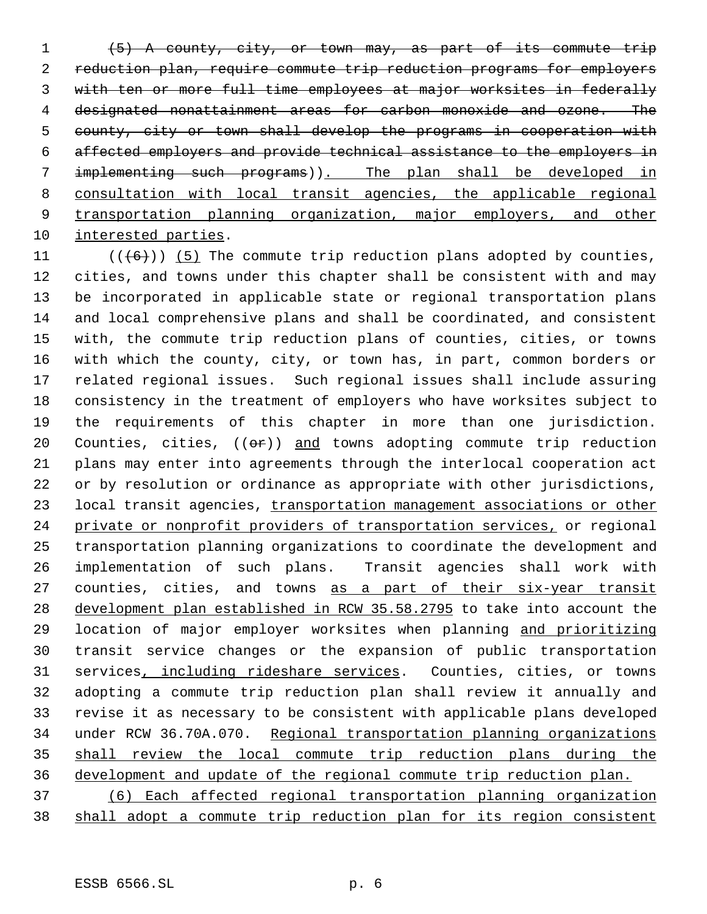~~(5) A county, city, or town may, as part of its commute trip reduction plan, require commute trip reduction programs for employers with ten or more full time employees at major worksites in federally designated nonattainment areas for carbon monoxide and ozone. The county, city or town shall develop the programs in cooperation with affected employers and provide technical assistance to the employers in implementing such programs~~)). The plan shall be developed in consultation with local transit agencies, the applicable regional transportation planning organization, major employers, and other interested parties.

((~~(6)~~)) (5) The commute trip reduction plans adopted by counties, cities, and towns under this chapter shall be consistent with and may be incorporated in applicable state or regional transportation plans and local comprehensive plans and shall be coordinated, and consistent with, the commute trip reduction plans of counties, cities, or towns with which the county, city, or town has, in part, common borders or related regional issues. Such regional issues shall include assuring consistency in the treatment of employers who have worksites subject to the requirements of this chapter in more than one jurisdiction. Counties, cities, ((~~or~~)) and towns adopting commute trip reduction plans may enter into agreements through the interlocal cooperation act or by resolution or ordinance as appropriate with other jurisdictions, local transit agencies, transportation management associations or other private or nonprofit providers of transportation services, or regional transportation planning organizations to coordinate the development and implementation of such plans. Transit agencies shall work with counties, cities, and towns as a part of their six-year transit development plan established in RCW 35.58.2795 to take into account the location of major employer worksites when planning and prioritizing transit service changes or the expansion of public transportation services, including rideshare services. Counties, cities, or towns adopting a commute trip reduction plan shall review it annually and revise it as necessary to be consistent with applicable plans developed under RCW 36.70A.070. Regional transportation planning organizations shall review the local commute trip reduction plans during the development and update of the regional commute trip reduction plan.

(6) Each affected regional transportation planning organization shall adopt a commute trip reduction plan for its region consistent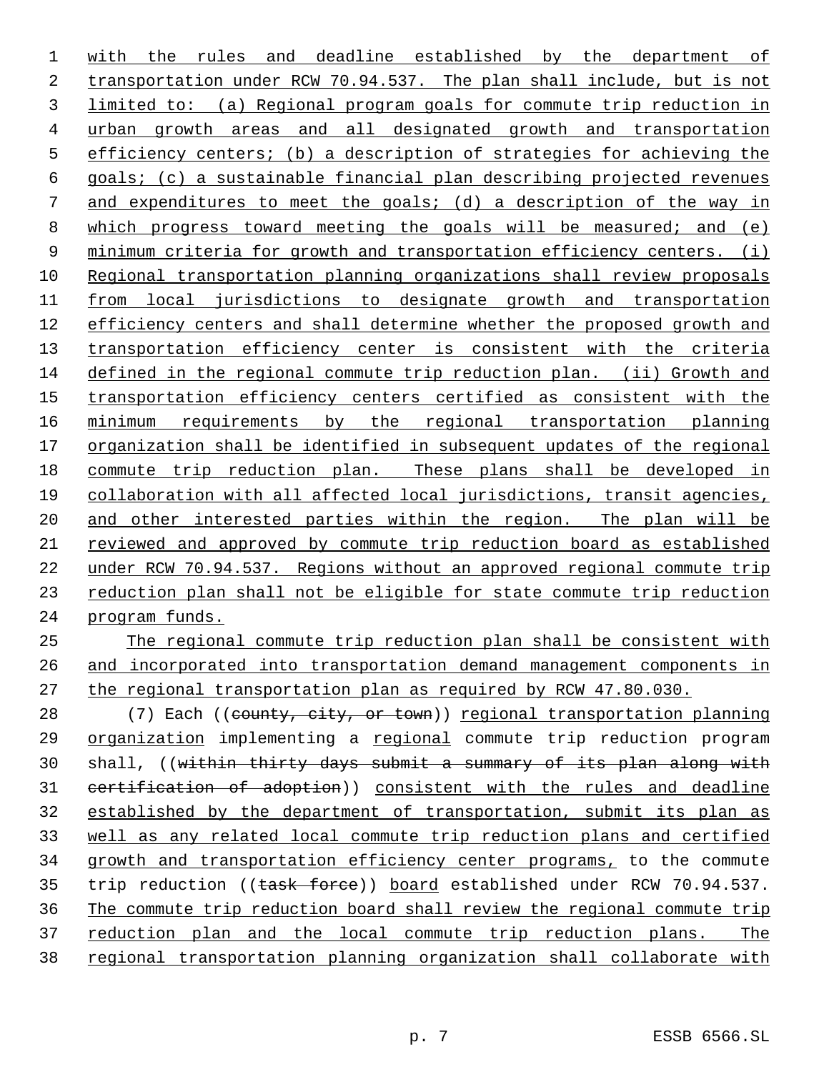with the rules and deadline established by the department of transportation under RCW 70.94.537. The plan shall include, but is not limited to: (a) Regional program goals for commute trip reduction in urban growth areas and all designated growth and transportation efficiency centers; (b) a description of strategies for achieving the goals; (c) a sustainable financial plan describing projected revenues and expenditures to meet the goals; (d) a description of the way in which progress toward meeting the goals will be measured; and (e) minimum criteria for growth and transportation efficiency centers. (i) Regional transportation planning organizations shall review proposals from local jurisdictions to designate growth and transportation efficiency centers and shall determine whether the proposed growth and transportation efficiency center is consistent with the criteria defined in the regional commute trip reduction plan. (ii) Growth and transportation efficiency centers certified as consistent with the minimum requirements by the regional transportation planning organization shall be identified in subsequent updates of the regional commute trip reduction plan. These plans shall be developed in collaboration with all affected local jurisdictions, transit agencies, and other interested parties within the region. The plan will be reviewed and approved by commute trip reduction board as established under RCW 70.94.537. Regions without an approved regional commute trip reduction plan shall not be eligible for state commute trip reduction program funds.

The regional commute trip reduction plan shall be consistent with and incorporated into transportation demand management components in the regional transportation plan as required by RCW 47.80.030.

(7) Each ((~~county, city, or town~~)) regional transportation planning organization implementing a regional commute trip reduction program shall, ((~~within thirty days submit a summary of its plan along with certification of adoption~~)) consistent with the rules and deadline established by the department of transportation, submit its plan as well as any related local commute trip reduction plans and certified growth and transportation efficiency center programs, to the commute trip reduction ((~~task force~~)) board established under RCW 70.94.537. The commute trip reduction board shall review the regional commute trip reduction plan and the local commute trip reduction plans. The regional transportation planning organization shall collaborate with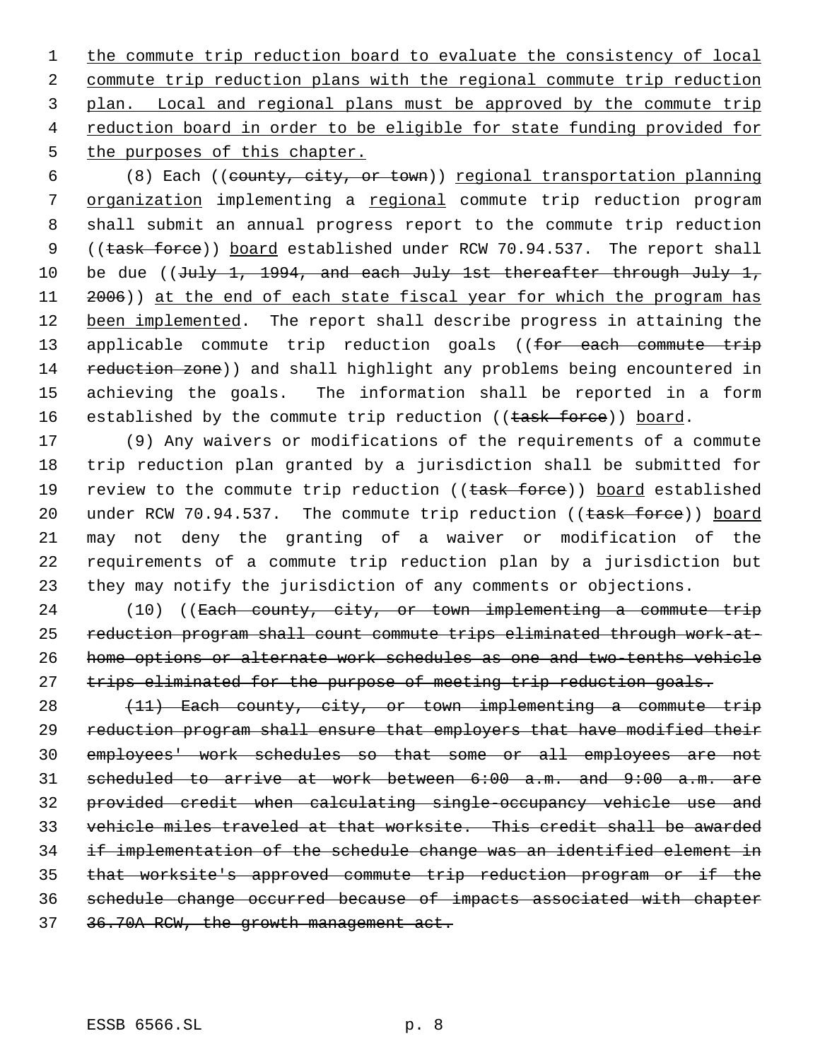the commute trip reduction board to evaluate the consistency of local commute trip reduction plans with the regional commute trip reduction plan. Local and regional plans must be approved by the commute trip reduction board in order to be eligible for state funding provided for the purposes of this chapter.

(8) Each ((~~county, city, or town~~)) regional transportation planning organization implementing a regional commute trip reduction program shall submit an annual progress report to the commute trip reduction ((~~task force~~)) board established under RCW 70.94.537. The report shall be due ((~~July 1, 1994, and each July 1st thereafter through July 1, 2006~~)) at the end of each state fiscal year for which the program has been implemented. The report shall describe progress in attaining the applicable commute trip reduction goals ((~~for each commute trip reduction zone~~)) and shall highlight any problems being encountered in achieving the goals. The information shall be reported in a form established by the commute trip reduction ((~~task force~~)) board.

(9) Any waivers or modifications of the requirements of a commute trip reduction plan granted by a jurisdiction shall be submitted for review to the commute trip reduction ((~~task force~~)) board established under RCW 70.94.537. The commute trip reduction ((~~task force~~)) board may not deny the granting of a waiver or modification of the requirements of a commute trip reduction plan by a jurisdiction but they may notify the jurisdiction of any comments or objections.

(10) ((~~Each county, city, or town implementing a commute trip reduction program shall count commute trips eliminated through work-at-home options or alternate work schedules as one and two-tenths vehicle trips eliminated for the purpose of meeting trip reduction goals.~~

~~(11) Each county, city, or town implementing a commute trip reduction program shall ensure that employers that have modified their employees' work schedules so that some or all employees are not scheduled to arrive at work between 6:00 a.m. and 9:00 a.m. are provided credit when calculating single-occupancy vehicle use and vehicle miles traveled at that worksite. This credit shall be awarded if implementation of the schedule change was an identified element in that worksite's approved commute trip reduction program or if the schedule change occurred because of impacts associated with chapter 36.70A RCW, the growth management act.~~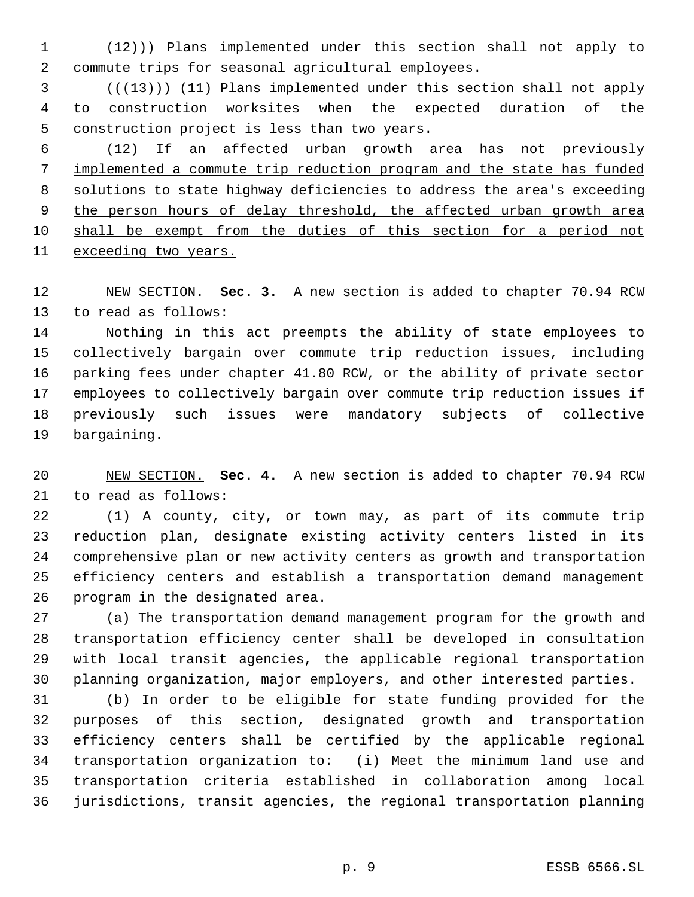~~(12)~~)) Plans implemented under this section shall not apply to commute trips for seasonal agricultural employees.

((~~(13)~~)) <u>(11)</u> Plans implemented under this section shall not apply to construction worksites when the expected duration of the construction project is less than two years.

<u>(12) If an affected urban growth area has not previously implemented a commute trip reduction program and the state has funded solutions to state highway deficiencies to address the area's exceeding the person hours of delay threshold, the affected urban growth area shall be exempt from the duties of this section for a period not exceeding two years.</u>

<u>NEW SECTION.</u> **Sec. 3.** A new section is added to chapter 70.94 RCW to read as follows:

Nothing in this act preempts the ability of state employees to collectively bargain over commute trip reduction issues, including parking fees under chapter 41.80 RCW, or the ability of private sector employees to collectively bargain over commute trip reduction issues if previously such issues were mandatory subjects of collective bargaining.

<u>NEW SECTION.</u> **Sec. 4.** A new section is added to chapter 70.94 RCW to read as follows:

(1) A county, city, or town may, as part of its commute trip reduction plan, designate existing activity centers listed in its comprehensive plan or new activity centers as growth and transportation efficiency centers and establish a transportation demand management program in the designated area.

(a) The transportation demand management program for the growth and transportation efficiency center shall be developed in consultation with local transit agencies, the applicable regional transportation planning organization, major employers, and other interested parties.

(b) In order to be eligible for state funding provided for the purposes of this section, designated growth and transportation efficiency centers shall be certified by the applicable regional transportation organization to: (i) Meet the minimum land use and transportation criteria established in collaboration among local jurisdictions, transit agencies, the regional transportation planning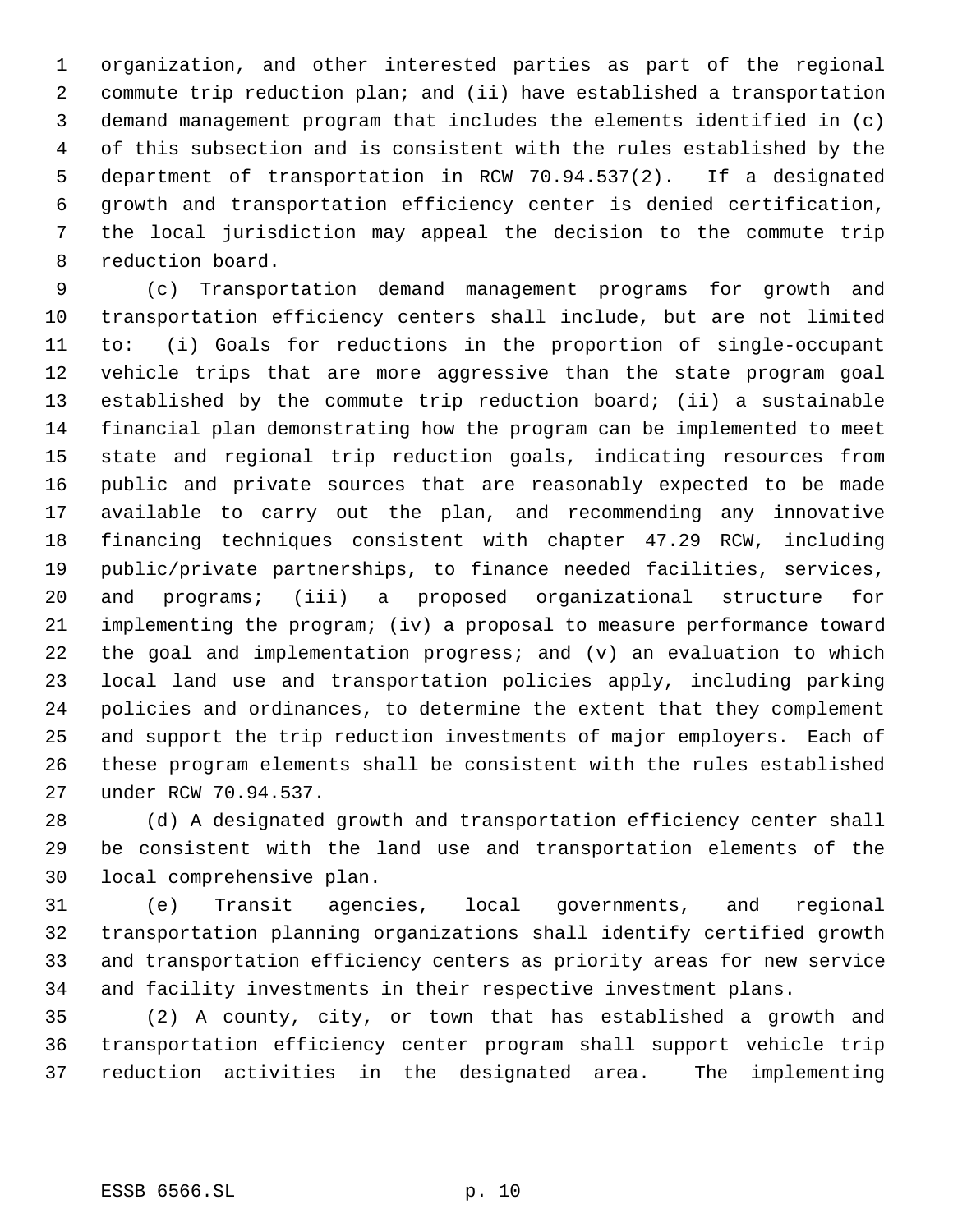organization, and other interested parties as part of the regional commute trip reduction plan; and (ii) have established a transportation demand management program that includes the elements identified in (c) of this subsection and is consistent with the rules established by the department of transportation in RCW 70.94.537(2). If a designated growth and transportation efficiency center is denied certification, the local jurisdiction may appeal the decision to the commute trip reduction board.

(c) Transportation demand management programs for growth and transportation efficiency centers shall include, but are not limited to: (i) Goals for reductions in the proportion of single-occupant vehicle trips that are more aggressive than the state program goal established by the commute trip reduction board; (ii) a sustainable financial plan demonstrating how the program can be implemented to meet state and regional trip reduction goals, indicating resources from public and private sources that are reasonably expected to be made available to carry out the plan, and recommending any innovative financing techniques consistent with chapter 47.29 RCW, including public/private partnerships, to finance needed facilities, services, and programs; (iii) a proposed organizational structure for implementing the program; (iv) a proposal to measure performance toward the goal and implementation progress; and (v) an evaluation to which local land use and transportation policies apply, including parking policies and ordinances, to determine the extent that they complement and support the trip reduction investments of major employers. Each of these program elements shall be consistent with the rules established under RCW 70.94.537.

(d) A designated growth and transportation efficiency center shall be consistent with the land use and transportation elements of the local comprehensive plan.

(e) Transit agencies, local governments, and regional transportation planning organizations shall identify certified growth and transportation efficiency centers as priority areas for new service and facility investments in their respective investment plans.

(2) A county, city, or town that has established a growth and transportation efficiency center program shall support vehicle trip reduction activities in the designated area. The implementing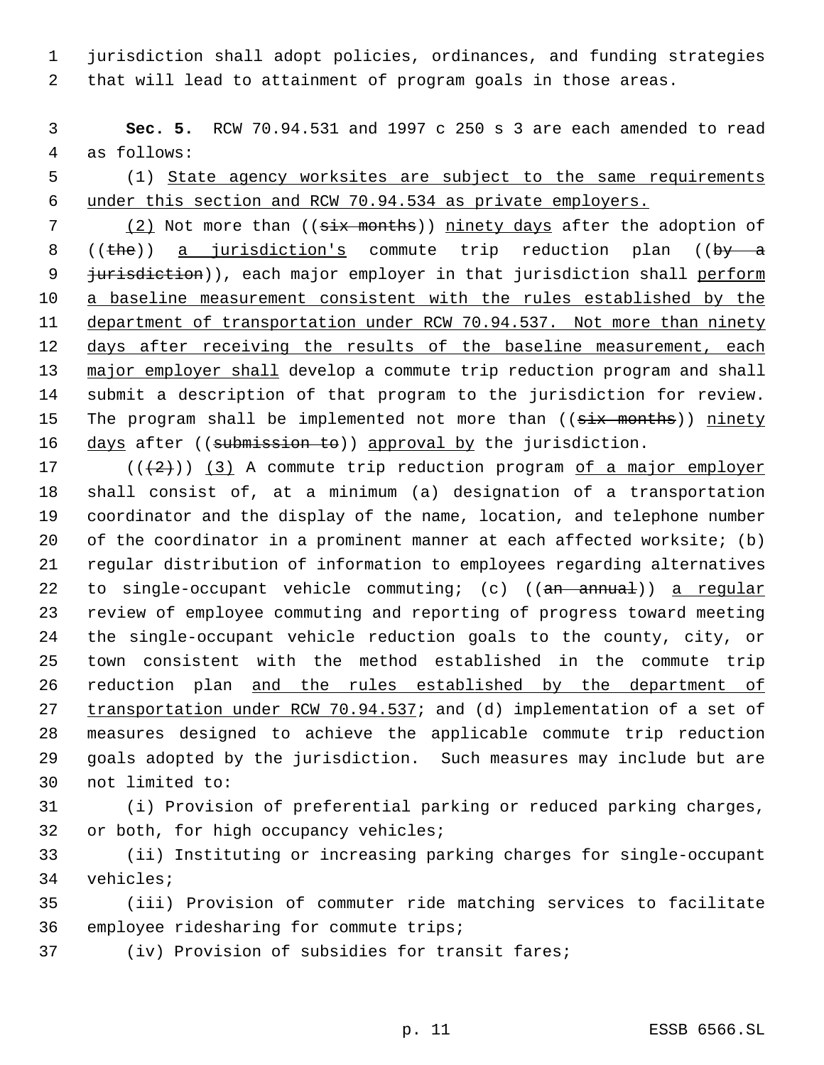jurisdiction shall adopt policies, ordinances, and funding strategies that will lead to attainment of program goals in those areas.

**Sec. 5.** RCW 70.94.531 and 1997 c 250 s 3 are each amended to read as follows:

(1) State agency worksites are subject to the same requirements under this section and RCW 70.94.534 as private employers.

(2) Not more than ((~~six months~~)) ninety days after the adoption of ((~~the~~)) a jurisdiction's commute trip reduction plan ((~~by a jurisdiction~~)), each major employer in that jurisdiction shall perform a baseline measurement consistent with the rules established by the department of transportation under RCW 70.94.537. Not more than ninety days after receiving the results of the baseline measurement, each major employer shall develop a commute trip reduction program and shall submit a description of that program to the jurisdiction for review. The program shall be implemented not more than ((~~six months~~)) ninety days after ((~~submission to~~)) approval by the jurisdiction.

((~~(2)~~)) (3) A commute trip reduction program of a major employer shall consist of, at a minimum (a) designation of a transportation coordinator and the display of the name, location, and telephone number of the coordinator in a prominent manner at each affected worksite; (b) regular distribution of information to employees regarding alternatives to single-occupant vehicle commuting; (c) ((~~an annual~~)) a regular review of employee commuting and reporting of progress toward meeting the single-occupant vehicle reduction goals to the county, city, or town consistent with the method established in the commute trip reduction plan and the rules established by the department of transportation under RCW 70.94.537; and (d) implementation of a set of measures designed to achieve the applicable commute trip reduction goals adopted by the jurisdiction. Such measures may include but are not limited to:

(i) Provision of preferential parking or reduced parking charges, or both, for high occupancy vehicles;

(ii) Instituting or increasing parking charges for single-occupant vehicles;

(iii) Provision of commuter ride matching services to facilitate employee ridesharing for commute trips;

(iv) Provision of subsidies for transit fares;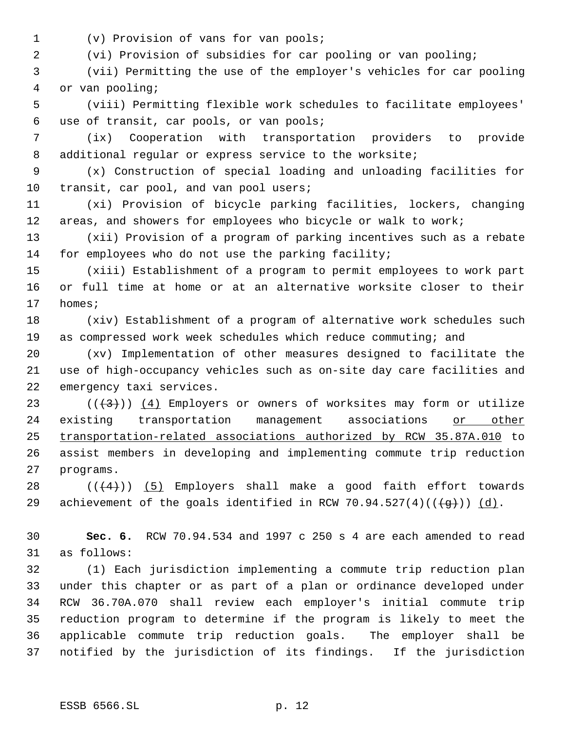(v) Provision of vans for van pools;

(vi) Provision of subsidies for car pooling or van pooling;

(vii) Permitting the use of the employer's vehicles for car pooling or van pooling;

(viii) Permitting flexible work schedules to facilitate employees' use of transit, car pools, or van pools;

(ix) Cooperation with transportation providers to provide additional regular or express service to the worksite;

(x) Construction of special loading and unloading facilities for transit, car pool, and van pool users;

(xi) Provision of bicycle parking facilities, lockers, changing areas, and showers for employees who bicycle or walk to work;

(xii) Provision of a program of parking incentives such as a rebate for employees who do not use the parking facility;

(xiii) Establishment of a program to permit employees to work part or full time at home or at an alternative worksite closer to their homes;

(xiv) Establishment of a program of alternative work schedules such as compressed work week schedules which reduce commuting; and

(xv) Implementation of other measures designed to facilitate the use of high-occupancy vehicles such as on-site day care facilities and emergency taxi services.

((~~(3)~~)) <u>(4)</u> Employers or owners of worksites may form or utilize existing transportation management associations <u>or other transportation-related associations authorized by RCW 35.87A.010</u> to assist members in developing and implementing commute trip reduction programs.

((~~(4)~~)) <u>(5)</u> Employers shall make a good faith effort towards achievement of the goals identified in RCW 70.94.527(4)((~~(g)~~)) <u>(d)</u>.

**Sec. 6.** RCW 70.94.534 and 1997 c 250 s 4 are each amended to read as follows:

(1) Each jurisdiction implementing a commute trip reduction plan under this chapter or as part of a plan or ordinance developed under RCW 36.70A.070 shall review each employer's initial commute trip reduction program to determine if the program is likely to meet the applicable commute trip reduction goals. The employer shall be notified by the jurisdiction of its findings. If the jurisdiction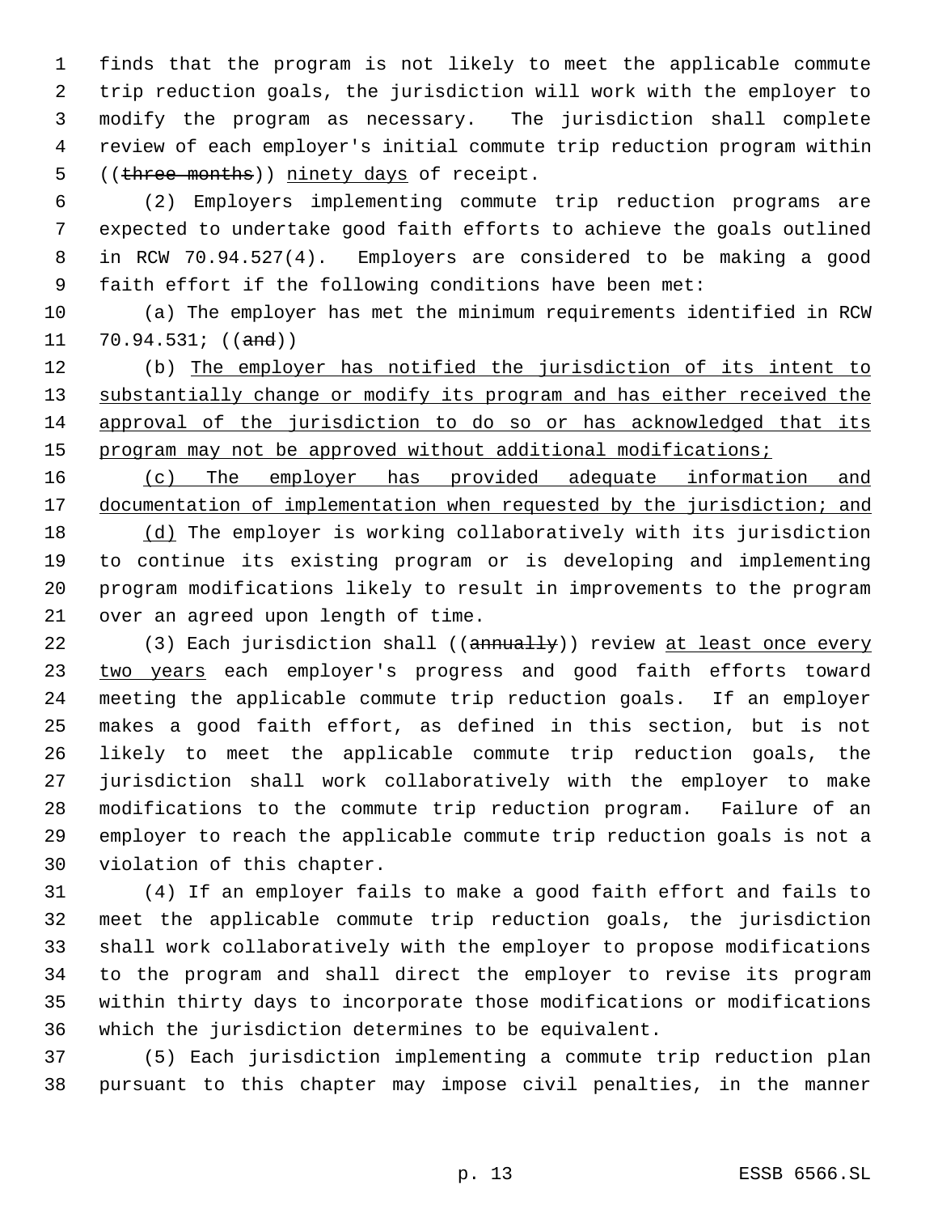finds that the program is not likely to meet the applicable commute trip reduction goals, the jurisdiction will work with the employer to modify the program as necessary. The jurisdiction shall complete review of each employer's initial commute trip reduction program within ((~~three months~~)) <u>ninety days</u> of receipt.

(2) Employers implementing commute trip reduction programs are expected to undertake good faith efforts to achieve the goals outlined in RCW 70.94.527(4). Employers are considered to be making a good faith effort if the following conditions have been met:

(a) The employer has met the minimum requirements identified in RCW 70.94.531; ((~~and~~))

(b) <u>The employer has notified the jurisdiction of its intent to substantially change or modify its program and has either received the approval of the jurisdiction to do so or has acknowledged that its program may not be approved without additional modifications;</u>

<u>(c) The employer has provided adequate information and documentation of implementation when requested by the jurisdiction; and</u>

<u>(d)</u> The employer is working collaboratively with its jurisdiction to continue its existing program or is developing and implementing program modifications likely to result in improvements to the program over an agreed upon length of time.

(3) Each jurisdiction shall ((~~annually~~)) review <u>at least once every two years</u> each employer's progress and good faith efforts toward meeting the applicable commute trip reduction goals. If an employer makes a good faith effort, as defined in this section, but is not likely to meet the applicable commute trip reduction goals, the jurisdiction shall work collaboratively with the employer to make modifications to the commute trip reduction program. Failure of an employer to reach the applicable commute trip reduction goals is not a violation of this chapter.

(4) If an employer fails to make a good faith effort and fails to meet the applicable commute trip reduction goals, the jurisdiction shall work collaboratively with the employer to propose modifications to the program and shall direct the employer to revise its program within thirty days to incorporate those modifications or modifications which the jurisdiction determines to be equivalent.

(5) Each jurisdiction implementing a commute trip reduction plan pursuant to this chapter may impose civil penalties, in the manner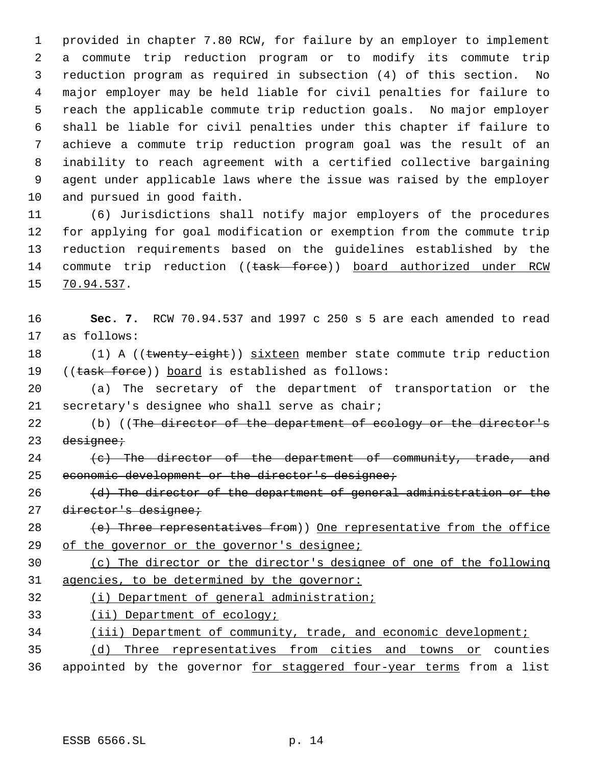provided in chapter 7.80 RCW, for failure by an employer to implement a commute trip reduction program or to modify its commute trip reduction program as required in subsection (4) of this section. No major employer may be held liable for civil penalties for failure to reach the applicable commute trip reduction goals. No major employer shall be liable for civil penalties under this chapter if failure to achieve a commute trip reduction program goal was the result of an inability to reach agreement with a certified collective bargaining agent under applicable laws where the issue was raised by the employer and pursued in good faith.

(6) Jurisdictions shall notify major employers of the procedures for applying for goal modification or exemption from the commute trip reduction requirements based on the guidelines established by the commute trip reduction ((~~task force~~)) board authorized under RCW 70.94.537.

**Sec. 7.** RCW 70.94.537 and 1997 c 250 s 5 are each amended to read as follows:

(1) A ((~~twenty-eight~~)) sixteen member state commute trip reduction ((~~task force~~)) board is established as follows:

(a) The secretary of the department of transportation or the secretary's designee who shall serve as chair;

(b) ((~~The director of the department of ecology or the director's designee;~~

~~(c) The director of the department of community, trade, and economic development or the director's designee;~~

~~(d) The director of the department of general administration or the director's designee;~~

~~(e) Three representatives from~~)) One representative from the office of the governor or the governor's designee;

(c) The director or the director's designee of one of the following agencies, to be determined by the governor:

(i) Department of general administration;

(ii) Department of ecology;

(iii) Department of community, trade, and economic development;

(d) Three representatives from cities and towns or counties appointed by the governor for staggered four-year terms from a list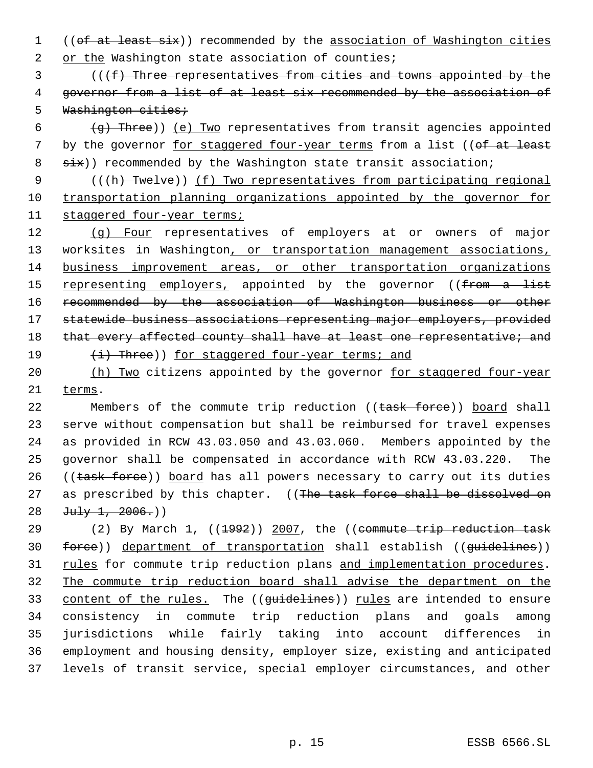((of at least six)) recommended by the association of Washington cities or the Washington state association of counties;

(((f) Three representatives from cities and towns appointed by the governor from a list of at least six recommended by the association of Washington cities;

(g) Three)) (e) Two representatives from transit agencies appointed by the governor for staggered four-year terms from a list ((of at least six)) recommended by the Washington state transit association;

(((h) Twelve)) (f) Two representatives from participating regional transportation planning organizations appointed by the governor for staggered four-year terms;

(g) Four representatives of employers at or owners of major worksites in Washington, or transportation management associations, business improvement areas, or other transportation organizations representing employers, appointed by the governor ((from a list recommended by the association of Washington business or other statewide business associations representing major employers, provided that every affected county shall have at least one representative; and

(i) Three)) for staggered four-year terms; and

(h) Two citizens appointed by the governor for staggered four-year terms.

Members of the commute trip reduction ((task force)) board shall serve without compensation but shall be reimbursed for travel expenses as provided in RCW 43.03.050 and 43.03.060. Members appointed by the governor shall be compensated in accordance with RCW 43.03.220. The ((task force)) board has all powers necessary to carry out its duties as prescribed by this chapter. ((The task force shall be dissolved on July 1, 2006.))

(2) By March 1, ((1992)) 2007, the ((commute trip reduction task force)) department of transportation shall establish ((guidelines)) rules for commute trip reduction plans and implementation procedures. The commute trip reduction board shall advise the department on the content of the rules. The ((guidelines)) rules are intended to ensure consistency in commute trip reduction plans and goals among jurisdictions while fairly taking into account differences in employment and housing density, employer size, existing and anticipated levels of transit service, special employer circumstances, and other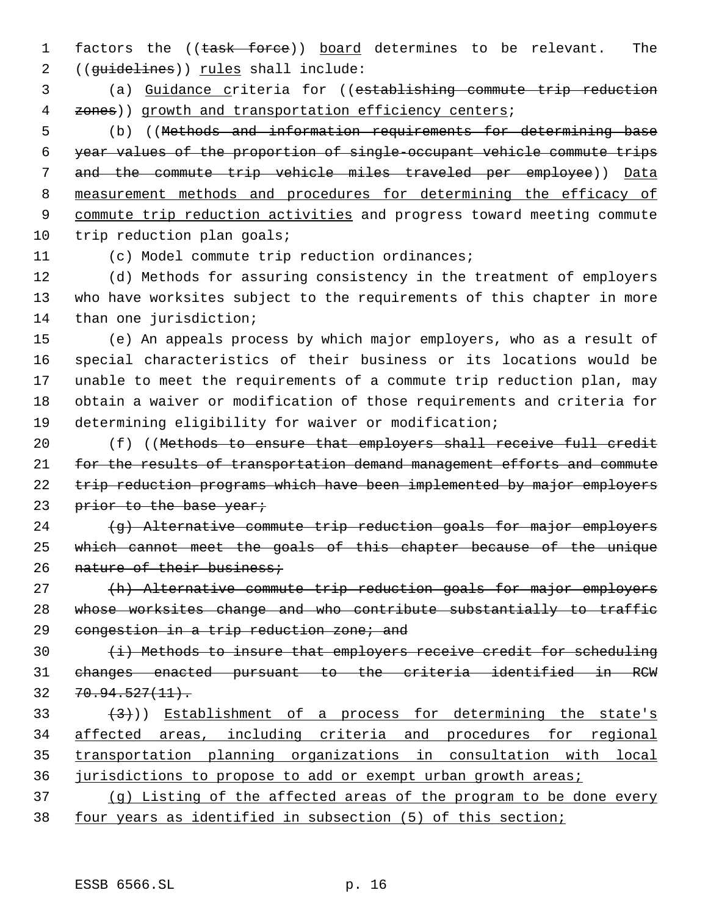factors the ((~~task force~~)) <u>board</u> determines to be relevant. The ((~~guidelines~~)) <u>rules</u> shall include:

(a) <u>Guidance c</u>riteria for ((~~establishing commute trip reduction zones~~)) <u>growth and transportation efficiency centers</u>;

(b) ((~~Methods and information requirements for determining base year values of the proportion of single-occupant vehicle commute trips and the commute trip vehicle miles traveled per employee~~)) <u>Data measurement methods and procedures for determining the efficacy of commute trip reduction activities</u> and progress toward meeting commute trip reduction plan goals;

(c) Model commute trip reduction ordinances;

(d) Methods for assuring consistency in the treatment of employers who have worksites subject to the requirements of this chapter in more than one jurisdiction;

(e) An appeals process by which major employers, who as a result of special characteristics of their business or its locations would be unable to meet the requirements of a commute trip reduction plan, may obtain a waiver or modification of those requirements and criteria for determining eligibility for waiver or modification;

(f) ((~~Methods to ensure that employers shall receive full credit for the results of transportation demand management efforts and commute trip reduction programs which have been implemented by major employers prior to the base year;~~

~~(g) Alternative commute trip reduction goals for major employers which cannot meet the goals of this chapter because of the unique nature of their business;~~

~~(h) Alternative commute trip reduction goals for major employers whose worksites change and who contribute substantially to traffic congestion in a trip reduction zone; and~~

~~(i) Methods to insure that employers receive credit for scheduling changes enacted pursuant to the criteria identified in RCW 70.94.527(11).~~

~~(3)~~)) <u>Establishment of a process for determining the state's affected areas, including criteria and procedures for regional transportation planning organizations in consultation with local jurisdictions to propose to add or exempt urban growth areas;</u>

<u>(g) Listing of the affected areas of the program to be done every four years as identified in subsection (5) of this section;</u>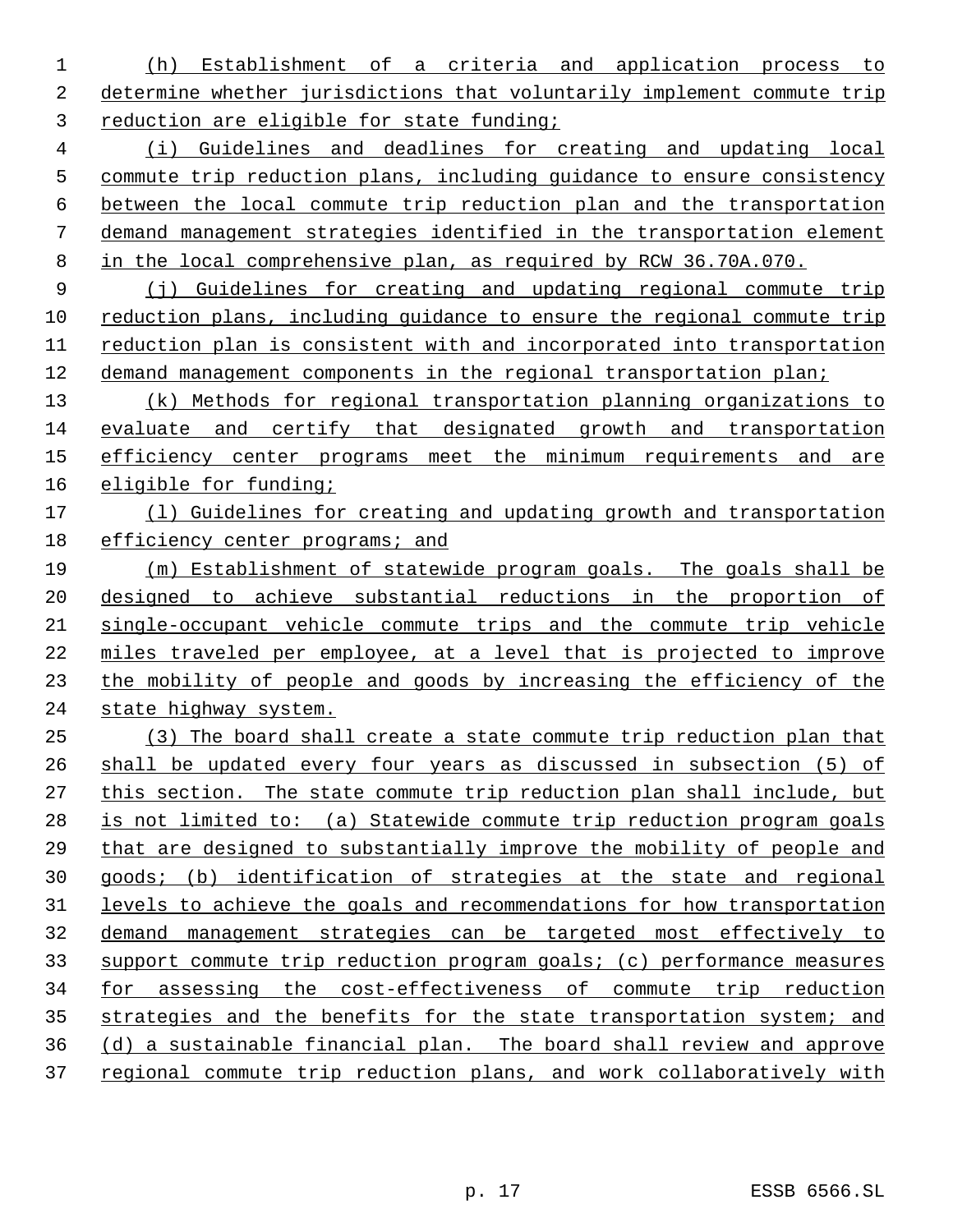(h) Establishment of a criteria and application process to determine whether jurisdictions that voluntarily implement commute trip reduction are eligible for state funding;

(i) Guidelines and deadlines for creating and updating local commute trip reduction plans, including guidance to ensure consistency between the local commute trip reduction plan and the transportation demand management strategies identified in the transportation element in the local comprehensive plan, as required by RCW 36.70A.070.

(j) Guidelines for creating and updating regional commute trip reduction plans, including guidance to ensure the regional commute trip reduction plan is consistent with and incorporated into transportation demand management components in the regional transportation plan;

(k) Methods for regional transportation planning organizations to evaluate and certify that designated growth and transportation efficiency center programs meet the minimum requirements and are eligible for funding;

(l) Guidelines for creating and updating growth and transportation efficiency center programs; and

(m) Establishment of statewide program goals. The goals shall be designed to achieve substantial reductions in the proportion of single-occupant vehicle commute trips and the commute trip vehicle miles traveled per employee, at a level that is projected to improve the mobility of people and goods by increasing the efficiency of the state highway system.

(3) The board shall create a state commute trip reduction plan that shall be updated every four years as discussed in subsection (5) of this section. The state commute trip reduction plan shall include, but is not limited to: (a) Statewide commute trip reduction program goals that are designed to substantially improve the mobility of people and goods; (b) identification of strategies at the state and regional levels to achieve the goals and recommendations for how transportation demand management strategies can be targeted most effectively to support commute trip reduction program goals; (c) performance measures for assessing the cost-effectiveness of commute trip reduction strategies and the benefits for the state transportation system; and (d) a sustainable financial plan. The board shall review and approve regional commute trip reduction plans, and work collaboratively with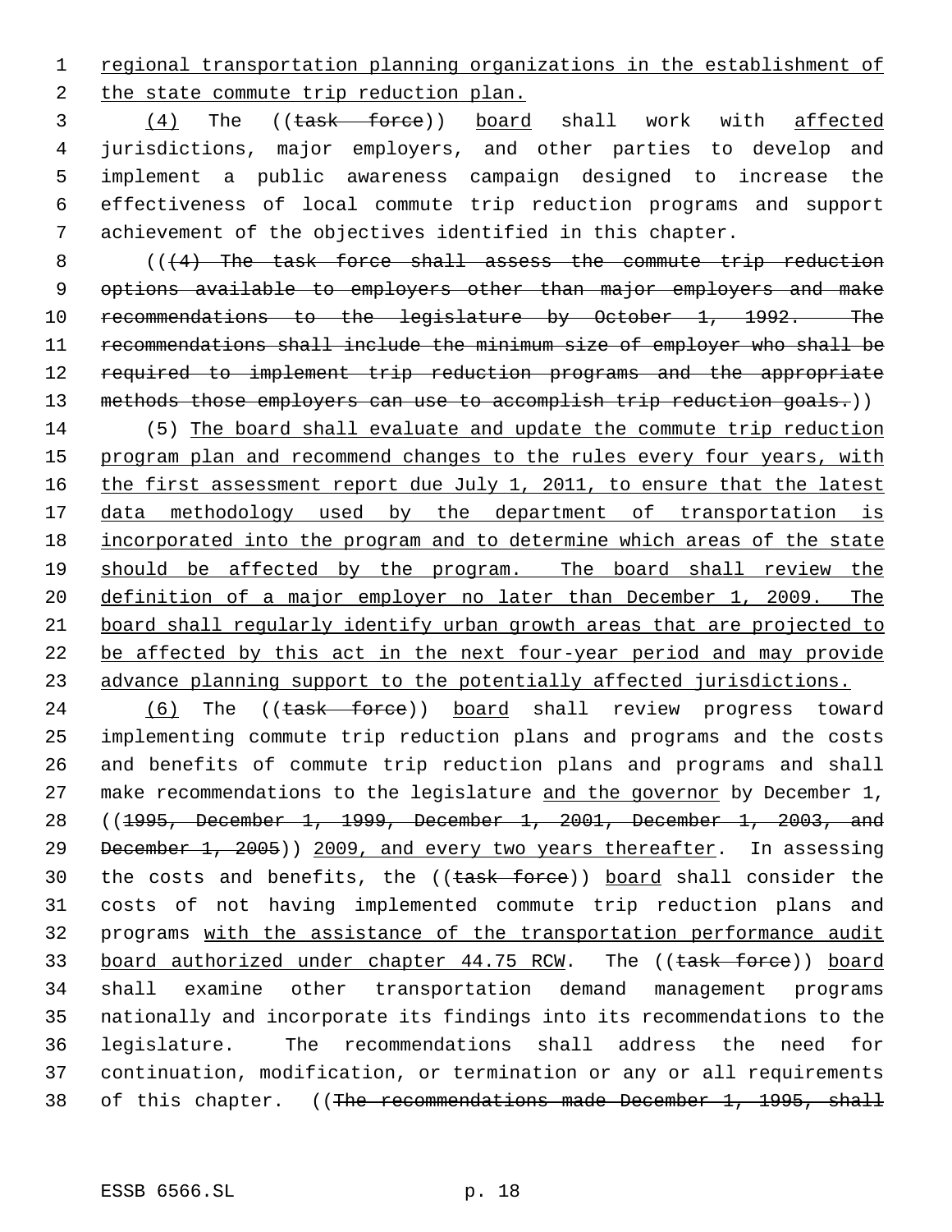regional transportation planning organizations in the establishment of the state commute trip reduction plan.

(4) The ((~~task force~~)) board shall work with affected jurisdictions, major employers, and other parties to develop and implement a public awareness campaign designed to increase the effectiveness of local commute trip reduction programs and support achievement of the objectives identified in this chapter.

((~~(4) The task force shall assess the commute trip reduction options available to employers other than major employers and make recommendations to the legislature by October 1, 1992. The recommendations shall include the minimum size of employer who shall be required to implement trip reduction programs and the appropriate methods those employers can use to accomplish trip reduction goals.~~))

(5) The board shall evaluate and update the commute trip reduction program plan and recommend changes to the rules every four years, with the first assessment report due July 1, 2011, to ensure that the latest data methodology used by the department of transportation is incorporated into the program and to determine which areas of the state should be affected by the program. The board shall review the definition of a major employer no later than December 1, 2009. The board shall regularly identify urban growth areas that are projected to be affected by this act in the next four-year period and may provide advance planning support to the potentially affected jurisdictions.

(6) The ((~~task force~~)) board shall review progress toward implementing commute trip reduction plans and programs and the costs and benefits of commute trip reduction plans and programs and shall make recommendations to the legislature and the governor by December 1, ((~~1995, December 1, 1999, December 1, 2001, December 1, 2003, and December 1, 2005~~)) 2009, and every two years thereafter. In assessing the costs and benefits, the ((~~task force~~)) board shall consider the costs of not having implemented commute trip reduction plans and programs with the assistance of the transportation performance audit board authorized under chapter 44.75 RCW. The ((~~task force~~)) board shall examine other transportation demand management programs nationally and incorporate its findings into its recommendations to the legislature. The recommendations shall address the need for continuation, modification, or termination or any or all requirements of this chapter. ((~~The recommendations made December 1, 1995, shall~~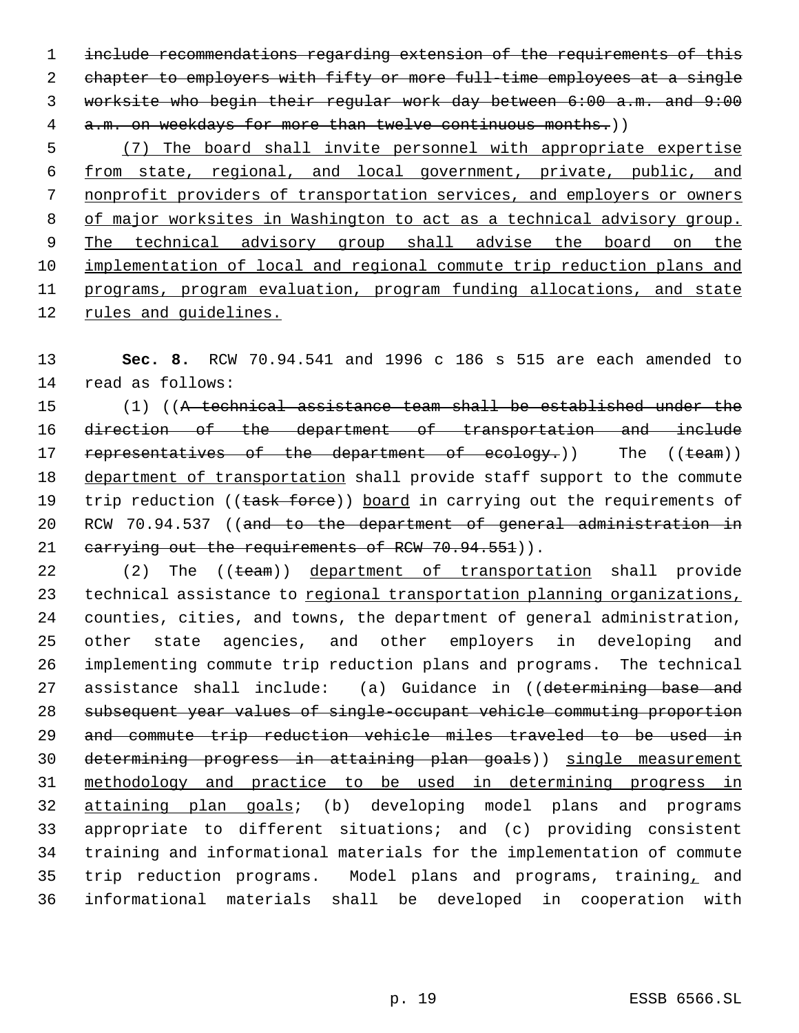~~include recommendations regarding extension of the requirements of this chapter to employers with fifty or more full-time employees at a single worksite who begin their regular work day between 6:00 a.m. and 9:00 a.m. on weekdays for more than twelve continuous months.~~))

<u>(7) The board shall invite personnel with appropriate expertise from state, regional, and local government, private, public, and nonprofit providers of transportation services, and employers or owners of major worksites in Washington to act as a technical advisory group. The technical advisory group shall advise the board on the implementation of local and regional commute trip reduction plans and programs, program evaluation, program funding allocations, and state rules and guidelines.</u>

**Sec. 8.** RCW 70.94.541 and 1996 c 186 s 515 are each amended to read as follows:

(1) ((~~A technical assistance team shall be established under the direction of the department of transportation and include representatives of the department of ecology.~~)) The ((~~team~~)) <u>department of transportation</u> shall provide staff support to the commute trip reduction ((~~task force~~)) <u>board</u> in carrying out the requirements of RCW 70.94.537 ((~~and to the department of general administration in carrying out the requirements of RCW 70.94.551~~)).

(2) The ((~~team~~)) <u>department of transportation</u> shall provide technical assistance to <u>regional transportation planning organizations,</u> counties, cities, and towns, the department of general administration, other state agencies, and other employers in developing and implementing commute trip reduction plans and programs. The technical assistance shall include: (a) Guidance in ((~~determining base and subsequent year values of single-occupant vehicle commuting proportion and commute trip reduction vehicle miles traveled to be used in determining progress in attaining plan goals~~)) <u>single measurement methodology and practice to be used in determining progress in attaining plan goals</u>; (b) developing model plans and programs appropriate to different situations; and (c) providing consistent training and informational materials for the implementation of commute trip reduction programs. Model plans and programs, training<u>,</u> and informational materials shall be developed in cooperation with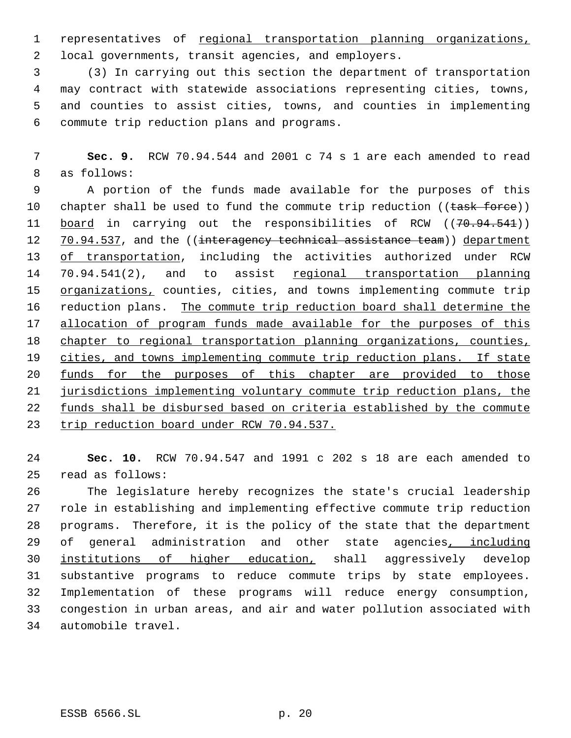representatives of regional transportation planning organizations, local governments, transit agencies, and employers.

(3) In carrying out this section the department of transportation may contract with statewide associations representing cities, towns, and counties to assist cities, towns, and counties in implementing commute trip reduction plans and programs.

**Sec. 9.** RCW 70.94.544 and 2001 c 74 s 1 are each amended to read as follows:

A portion of the funds made available for the purposes of this chapter shall be used to fund the commute trip reduction ((~~task force~~)) board in carrying out the responsibilities of RCW ((~~70.94.541~~)) 70.94.537, and the ((~~interagency technical assistance team~~)) department of transportation, including the activities authorized under RCW 70.94.541(2), and to assist regional transportation planning organizations, counties, cities, and towns implementing commute trip reduction plans. The commute trip reduction board shall determine the allocation of program funds made available for the purposes of this chapter to regional transportation planning organizations, counties, cities, and towns implementing commute trip reduction plans. If state funds for the purposes of this chapter are provided to those jurisdictions implementing voluntary commute trip reduction plans, the funds shall be disbursed based on criteria established by the commute trip reduction board under RCW 70.94.537.

**Sec. 10.** RCW 70.94.547 and 1991 c 202 s 18 are each amended to read as follows:

The legislature hereby recognizes the state's crucial leadership role in establishing and implementing effective commute trip reduction programs. Therefore, it is the policy of the state that the department of general administration and other state agencies, including institutions of higher education, shall aggressively develop substantive programs to reduce commute trips by state employees. Implementation of these programs will reduce energy consumption, congestion in urban areas, and air and water pollution associated with automobile travel.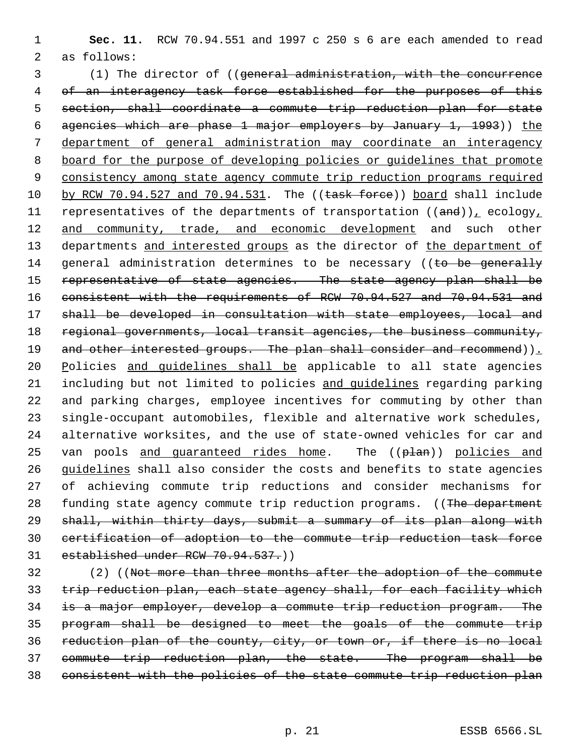**Sec. 11.** RCW 70.94.551 and 1997 c 250 s 6 are each amended to read as follows:

(1) The director of ((~~general administration, with the concurrence of an interagency task force established for the purposes of this section, shall coordinate a commute trip reduction plan for state agencies which are phase 1 major employers by January 1, 1993~~)) <u>the department of general administration may coordinate an interagency board for the purpose of developing policies or guidelines that promote consistency among state agency commute trip reduction programs required by RCW 70.94.527 and 70.94.531</u>. The ((~~task force~~)) <u>board</u> shall include representatives of the departments of transportation ((~~and~~))<u>,</u> ecology<u>, and community, trade, and economic development</u> and such other departments <u>and interested groups</u> as the director of <u>the department of</u> general administration determines to be necessary ((~~to be generally representative of state agencies. The state agency plan shall be consistent with the requirements of RCW 70.94.527 and 70.94.531 and shall be developed in consultation with state employees, local and regional governments, local transit agencies, the business community, and other interested groups. The plan shall consider and recommend~~))<u>. P</u>olicies <u>and guidelines shall be</u> applicable to all state agencies including but not limited to policies <u>and guidelines</u> regarding parking and parking charges, employee incentives for commuting by other than single-occupant automobiles, flexible and alternative work schedules, alternative worksites, and the use of state-owned vehicles for car and van pools <u>and guaranteed rides home</u>. The ((~~plan~~)) <u>policies and guidelines</u> shall also consider the costs and benefits to state agencies of achieving commute trip reductions and consider mechanisms for funding state agency commute trip reduction programs. ((~~The department shall, within thirty days, submit a summary of its plan along with certification of adoption to the commute trip reduction task force established under RCW 70.94.537.~~))

(2) ((~~Not more than three months after the adoption of the commute trip reduction plan, each state agency shall, for each facility which is a major employer, develop a commute trip reduction program. The program shall be designed to meet the goals of the commute trip reduction plan of the county, city, or town or, if there is no local commute trip reduction plan, the state. The program shall be consistent with the policies of the state commute trip reduction plan~~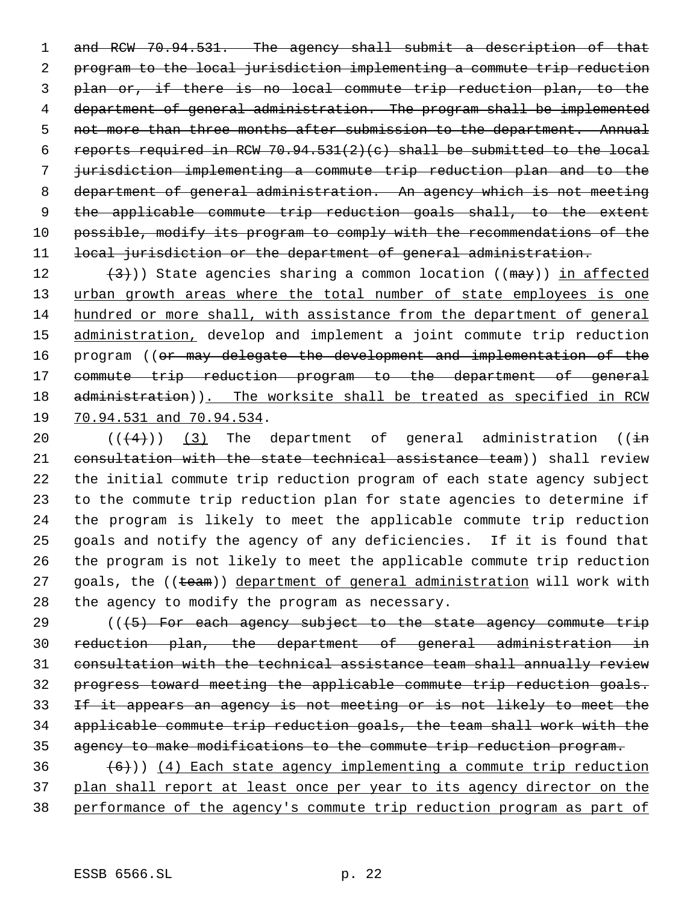and RCW 70.94.531. The agency shall submit a description of that program to the local jurisdiction implementing a commute trip reduction plan or, if there is no local commute trip reduction plan, to the department of general administration. The program shall be implemented not more than three months after submission to the department. Annual reports required in RCW 70.94.531(2)(c) shall be submitted to the local jurisdiction implementing a commute trip reduction plan and to the department of general administration. An agency which is not meeting the applicable commute trip reduction goals shall, to the extent possible, modify its program to comply with the recommendations of the local jurisdiction or the department of general administration.

(3))) State agencies sharing a common location ((may)) in affected urban growth areas where the total number of state employees is one hundred or more shall, with assistance from the department of general administration, develop and implement a joint commute trip reduction program ((or may delegate the development and implementation of the commute trip reduction program to the department of general administration)). The worksite shall be treated as specified in RCW 70.94.531 and 70.94.534.

(((4))) (3) The department of general administration ((in consultation with the state technical assistance team)) shall review the initial commute trip reduction program of each state agency subject to the commute trip reduction plan for state agencies to determine if the program is likely to meet the applicable commute trip reduction goals and notify the agency of any deficiencies. If it is found that the program is not likely to meet the applicable commute trip reduction goals, the ((team)) department of general administration will work with the agency to modify the program as necessary.

(((5) For each agency subject to the state agency commute trip reduction plan, the department of general administration in consultation with the technical assistance team shall annually review progress toward meeting the applicable commute trip reduction goals. If it appears an agency is not meeting or is not likely to meet the applicable commute trip reduction goals, the team shall work with the agency to make modifications to the commute trip reduction program.

(6))) (4) Each state agency implementing a commute trip reduction plan shall report at least once per year to its agency director on the performance of the agency's commute trip reduction program as part of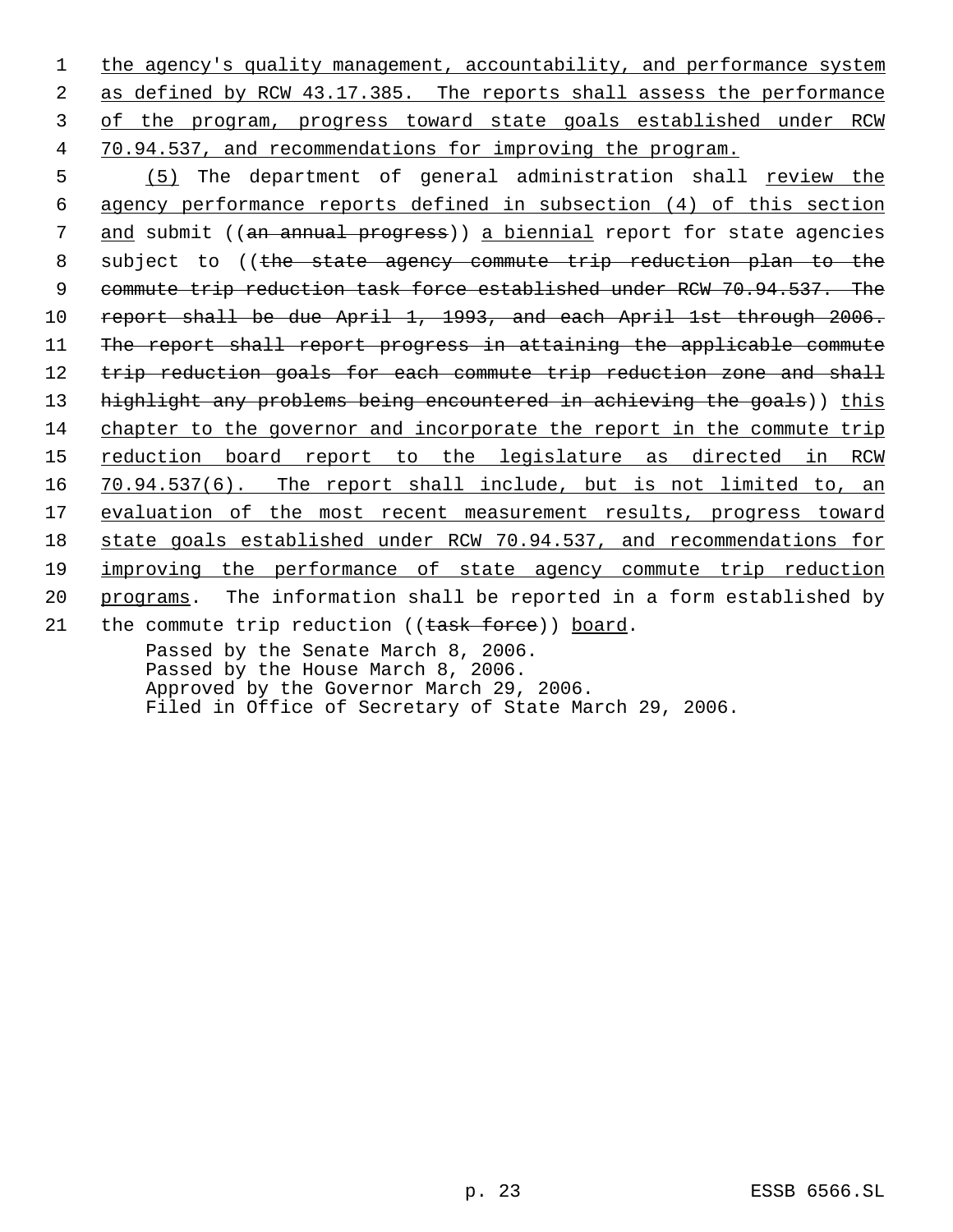the agency's quality management, accountability, and performance system as defined by RCW 43.17.385. The reports shall assess the performance of the program, progress toward state goals established under RCW 70.94.537, and recommendations for improving the program.

(5) The department of general administration shall review the agency performance reports defined in subsection (4) of this section and submit ((~~an annual progress~~)) a biennial report for state agencies subject to ((~~the state agency commute trip reduction plan to the commute trip reduction task force established under RCW 70.94.537. The report shall be due April 1, 1993, and each April 1st through 2006. The report shall report progress in attaining the applicable commute trip reduction goals for each commute trip reduction zone and shall highlight any problems being encountered in achieving the goals~~)) this chapter to the governor and incorporate the report in the commute trip reduction board report to the legislature as directed in RCW 70.94.537(6). The report shall include, but is not limited to, an evaluation of the most recent measurement results, progress toward state goals established under RCW 70.94.537, and recommendations for improving the performance of state agency commute trip reduction programs. The information shall be reported in a form established by the commute trip reduction ((~~task force~~)) board.

Passed by the Senate March 8, 2006.
Passed by the House March 8, 2006.
Approved by the Governor March 29, 2006.
Filed in Office of Secretary of State March 29, 2006.